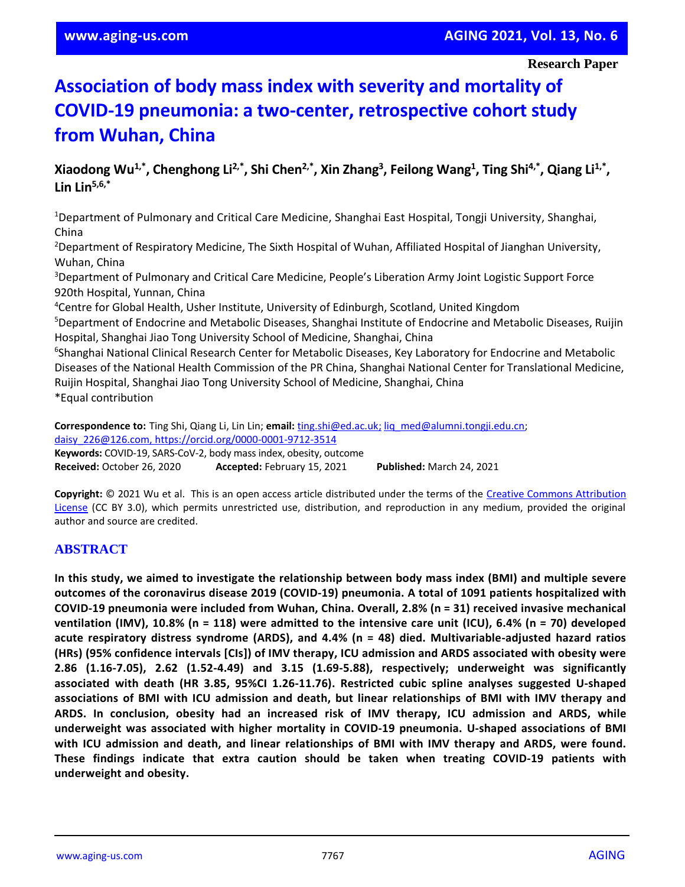Research Paper

# Association of body mass index with severity and mortality of COVID-19 pneumonia: a two-center, retrospective cohort study from Wuhan, China

**Xiaodong Wu[1,*], Chenghong Li[2,*], Shi Chen[2,*], Xin Zhang[3], Feilong Wang[1], Ting Shi[4,*], Qiang Li[1,*], Lin Lin[5,6,*]**

[1]Department of Pulmonary and Critical Care Medicine, Shanghai East Hospital, Tongji University, Shanghai, China
[2]Department of Respiratory Medicine, The Sixth Hospital of Wuhan, Affiliated Hospital of Jianghan University, Wuhan, China
[3]Department of Pulmonary and Critical Care Medicine, People's Liberation Army Joint Logistic Support Force 920th Hospital, Yunnan, China
[4]Centre for Global Health, Usher Institute, University of Edinburgh, Scotland, United Kingdom
[5]Department of Endocrine and Metabolic Diseases, Shanghai Institute of Endocrine and Metabolic Diseases, Ruijin Hospital, Shanghai Jiao Tong University School of Medicine, Shanghai, China
[6]Shanghai National Clinical Research Center for Metabolic Diseases, Key Laboratory for Endocrine and Metabolic Diseases of the National Health Commission of the PR China, Shanghai National Center for Translational Medicine, Ruijin Hospital, Shanghai Jiao Tong University School of Medicine, Shanghai, China
*Equal contribution

**Correspondence to:** Ting Shi, Qiang Li, Lin Lin; **email:** ting.shi@ed.ac.uk; liq_med@alumni.tongji.edu.cn; daisy_226@126.com, https://orcid.org/0000-0001-9712-3514
**Keywords:** COVID-19, SARS-CoV-2, body mass index, obesity, outcome
**Received:** October 26, 2020 **Accepted:** February 15, 2021 **Published:** March 24, 2021

**Copyright:** © 2021 Wu et al. This is an open access article distributed under the terms of the Creative Commons Attribution License (CC BY 3.0), which permits unrestricted use, distribution, and reproduction in any medium, provided the original author and source are credited.

## ABSTRACT

**In this study, we aimed to investigate the relationship between body mass index (BMI) and multiple severe outcomes of the coronavirus disease 2019 (COVID-19) pneumonia. A total of 1091 patients hospitalized with COVID-19 pneumonia were included from Wuhan, China. Overall, 2.8% (n = 31) received invasive mechanical ventilation (IMV), 10.8% (n = 118) were admitted to the intensive care unit (ICU), 6.4% (n = 70) developed acute respiratory distress syndrome (ARDS), and 4.4% (n = 48) died. Multivariable-adjusted hazard ratios (HRs) (95% confidence intervals [CIs]) of IMV therapy, ICU admission and ARDS associated with obesity were 2.86 (1.16-7.05), 2.62 (1.52-4.49) and 3.15 (1.69-5.88), respectively; underweight was significantly associated with death (HR 3.85, 95%CI 1.26-11.76). Restricted cubic spline analyses suggested U-shaped associations of BMI with ICU admission and death, but linear relationships of BMI with IMV therapy and ARDS. In conclusion, obesity had an increased risk of IMV therapy, ICU admission and ARDS, while underweight was associated with higher mortality in COVID-19 pneumonia. U-shaped associations of BMI with ICU admission and death, and linear relationships of BMI with IMV therapy and ARDS, were found. These findings indicate that extra caution should be taken when treating COVID-19 patients with underweight and obesity.**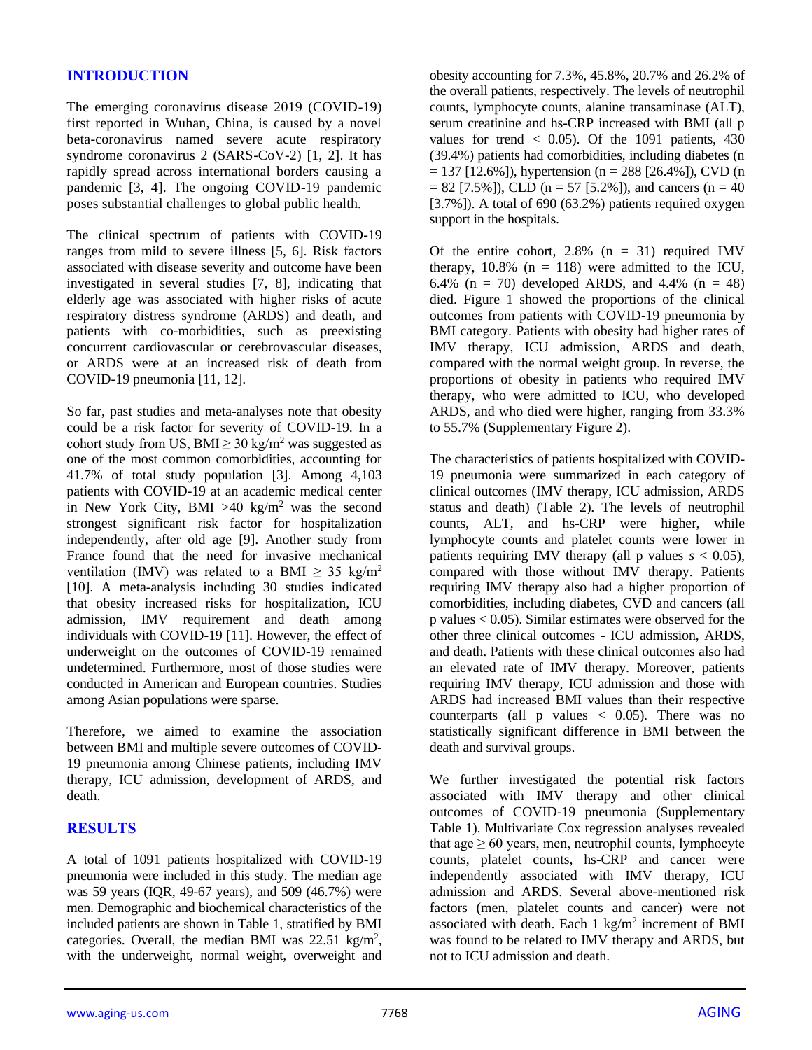## INTRODUCTION

The emerging coronavirus disease 2019 (COVID-19) first reported in Wuhan, China, is caused by a novel beta-coronavirus named severe acute respiratory syndrome coronavirus 2 (SARS-CoV-2) [1, 2]. It has rapidly spread across international borders causing a pandemic [3, 4]. The ongoing COVID-19 pandemic poses substantial challenges to global public health.

The clinical spectrum of patients with COVID-19 ranges from mild to severe illness [5, 6]. Risk factors associated with disease severity and outcome have been investigated in several studies [7, 8], indicating that elderly age was associated with higher risks of acute respiratory distress syndrome (ARDS) and death, and patients with co-morbidities, such as preexisting concurrent cardiovascular or cerebrovascular diseases, or ARDS were at an increased risk of death from COVID-19 pneumonia [11, 12].

So far, past studies and meta-analyses note that obesity could be a risk factor for severity of COVID-19. In a cohort study from US, BMI $\geq 30$ kg/m$^2$ was suggested as one of the most common comorbidities, accounting for 41.7% of total study population [3]. Among 4,103 patients with COVID-19 at an academic medical center in New York City, BMI $>40$ kg/m$^2$ was the second strongest significant risk factor for hospitalization independently, after old age [9]. Another study from France found that the need for invasive mechanical ventilation (IMV) was related to a BMI $\geq 35$ kg/m$^2$ [10]. A meta-analysis including 30 studies indicated that obesity increased risks for hospitalization, ICU admission, IMV requirement and death among individuals with COVID-19 [11]. However, the effect of underweight on the outcomes of COVID-19 remained undetermined. Furthermore, most of those studies were conducted in American and European countries. Studies among Asian populations were sparse.

Therefore, we aimed to examine the association between BMI and multiple severe outcomes of COVID-19 pneumonia among Chinese patients, including IMV therapy, ICU admission, development of ARDS, and death.

## RESULTS

A total of 1091 patients hospitalized with COVID-19 pneumonia were included in this study. The median age was 59 years (IQR, 49-67 years), and 509 (46.7%) were men. Demographic and biochemical characteristics of the included patients are shown in Table 1, stratified by BMI categories. Overall, the median BMI was 22.51 kg/m$^2$, with the underweight, normal weight, overweight and obesity accounting for 7.3%, 45.8%, 20.7% and 26.2% of the overall patients, respectively. The levels of neutrophil counts, lymphocyte counts, alanine transaminase (ALT), serum creatinine and hs-CRP increased with BMI (all p values for trend $< 0.05$). Of the 1091 patients, 430 (39.4%) patients had comorbidities, including diabetes (n = 137 [12.6%]), hypertension (n = 288 [26.4%]), CVD (n = 82 [7.5%]), CLD (n = 57 [5.2%]), and cancers (n = 40 [3.7%]). A total of 690 (63.2%) patients required oxygen support in the hospitals.

Of the entire cohort, 2.8% (n = 31) required IMV therapy, 10.8% (n = 118) were admitted to the ICU, 6.4% (n = 70) developed ARDS, and 4.4% (n = 48) died. Figure 1 showed the proportions of the clinical outcomes from patients with COVID-19 pneumonia by BMI category. Patients with obesity had higher rates of IMV therapy, ICU admission, ARDS and death, compared with the normal weight group. In reverse, the proportions of obesity in patients who required IMV therapy, who were admitted to ICU, who developed ARDS, and who died were higher, ranging from 33.3% to 55.7% (Supplementary Figure 2).

The characteristics of patients hospitalized with COVID-19 pneumonia were summarized in each category of clinical outcomes (IMV therapy, ICU admission, ARDS status and death) (Table 2). The levels of neutrophil counts, ALT, and hs-CRP were higher, while lymphocyte counts and platelet counts were lower in patients requiring IMV therapy (all p values $s < 0.05$), compared with those without IMV therapy. Patients requiring IMV therapy also had a higher proportion of comorbidities, including diabetes, CVD and cancers (all p values $< 0.05$). Similar estimates were observed for the other three clinical outcomes - ICU admission, ARDS, and death. Patients with these clinical outcomes also had an elevated rate of IMV therapy. Moreover, patients requiring IMV therapy, ICU admission and those with ARDS had increased BMI values than their respective counterparts (all p values $< 0.05$). There was no statistically significant difference in BMI between the death and survival groups.

We further investigated the potential risk factors associated with IMV therapy and other clinical outcomes of COVID-19 pneumonia (Supplementary Table 1). Multivariate Cox regression analyses revealed that age $\geq 60$ years, men, neutrophil counts, lymphocyte counts, platelet counts, hs-CRP and cancer were independently associated with IMV therapy, ICU admission and ARDS. Several above-mentioned risk factors (men, platelet counts and cancer) were not associated with death. Each 1 kg/m$^2$ increment of BMI was found to be related to IMV therapy and ARDS, but not to ICU admission and death.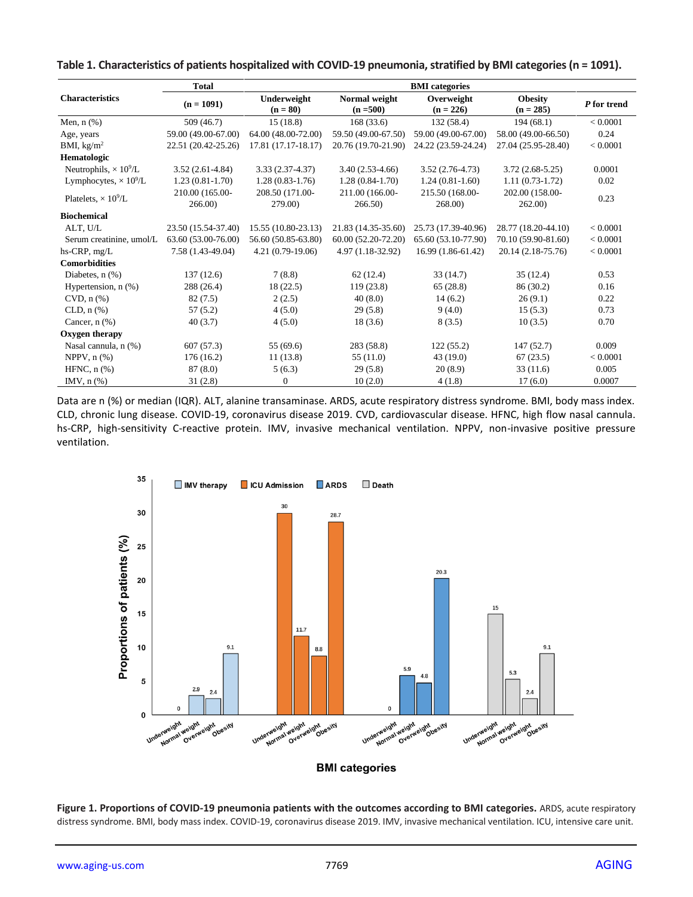**Table 1. Characteristics of patients hospitalized with COVID-19 pneumonia, stratified by BMI categories (n = 1091).**

| Characteristics | Total | BMI categories | | | | |
|---|---|---|---|---|---|---|
| | (n = 1091) | Underweight (n = 80) | Normal weight (n =500) | Overweight (n = 226) | Obesity (n = 285) | *P* for trend |
| Men, n (%) | 509 (46.7) | 15 (18.8) | 168 (33.6) | 132 (58.4) | 194 (68.1) | < 0.0001 |
| Age, years | 59.00 (49.00-67.00) | 64.00 (48.00-72.00) | 59.50 (49.00-67.50) | 59.00 (49.00-67.00) | 58.00 (49.00-66.50) | 0.24 |
| BMI, kg/m$^2$ | 22.51 (20.42-25.26) | 17.81 (17.17-18.17) | 20.76 (19.70-21.90) | 24.22 (23.59-24.24) | 27.04 (25.95-28.40) | < 0.0001 |
| **Hematologic** | | | | | | |
| Neutrophils, × $10^9$/L | 3.52 (2.61-4.84) | 3.33 (2.37-4.37) | 3.40 (2.53-4.66) | 3.52 (2.76-4.73) | 3.72 (2.68-5.25) | 0.0001 |
| Lymphocytes, × $10^9$/L | 1.23 (0.81-1.70) | 1.28 (0.83-1.76) | 1.28 (0.84-1.70) | 1.24 (0.81-1.60) | 1.11 (0.73-1.72) | 0.02 |
| Platelets, × $10^9$/L | 210.00 (165.00-266.00) | 208.50 (171.00-279.00) | 211.00 (166.00-266.50) | 215.50 (168.00-268.00) | 202.00 (158.00-262.00) | 0.23 |
| **Biochemical** | | | | | | |
| ALT, U/L | 23.50 (15.54-37.40) | 15.55 (10.80-23.13) | 21.83 (14.35-35.60) | 25.73 (17.39-40.96) | 28.77 (18.20-44.10) | < 0.0001 |
| Serum creatinine, umol/L | 63.60 (53.00-76.00) | 56.60 (50.85-63.80) | 60.00 (52.20-72.20) | 65.60 (53.10-77.90) | 70.10 (59.90-81.60) | < 0.0001 |
| hs-CRP, mg/L | 7.58 (1.43-49.04) | 4.21 (0.79-19.06) | 4.97 (1.18-32.92) | 16.99 (1.86-61.42) | 20.14 (2.18-75.76) | < 0.0001 |
| **Comorbidities** | | | | | | |
| Diabetes, n (%) | 137 (12.6) | 7 (8.8) | 62 (12.4) | 33 (14.7) | 35 (12.4) | 0.53 |
| Hypertension, n (%) | 288 (26.4) | 18 (22.5) | 119 (23.8) | 65 (28.8) | 86 (30.2) | 0.16 |
| CVD, n (%) | 82 (7.5) | 2 (2.5) | 40 (8.0) | 14 (6.2) | 26 (9.1) | 0.22 |
| CLD, n (%) | 57 (5.2) | 4 (5.0) | 29 (5.8) | 9 (4.0) | 15 (5.3) | 0.73 |
| Cancer, n (%) | 40 (3.7) | 4 (5.0) | 18 (3.6) | 8 (3.5) | 10 (3.5) | 0.70 |
| **Oxygen therapy** | | | | | | |
| Nasal cannula, n (%) | 607 (57.3) | 55 (69.6) | 283 (58.8) | 122 (55.2) | 147 (52.7) | 0.009 |
| NPPV, n (%) | 176 (16.2) | 11 (13.8) | 55 (11.0) | 43 (19.0) | 67 (23.5) | < 0.0001 |
| HFNC, n (%) | 87 (8.0) | 5 (6.3) | 29 (5.8) | 20 (8.9) | 33 (11.6) | 0.005 |
| IMV, n (%) | 31 (2.8) | 0 | 10 (2.0) | 4 (1.8) | 17 (6.0) | 0.0007 |

Data are n (%) or median (IQR). ALT, alanine transaminase. ARDS, acute respiratory distress syndrome. BMI, body mass index. CLD, chronic lung disease. COVID-19, coronavirus disease 2019. CVD, cardiovascular disease. HFNC, high flow nasal cannula. hs-CRP, high-sensitivity C-reactive protein. IMV, invasive mechanical ventilation. NPPV, non-invasive positive pressure ventilation.

**Figure 1. Proportions of COVID-19 pneumonia patients with the outcomes according to BMI categories.** ARDS, acute respiratory distress syndrome. BMI, body mass index. COVID-19, coronavirus disease 2019. IMV, invasive mechanical ventilation. ICU, intensive care unit.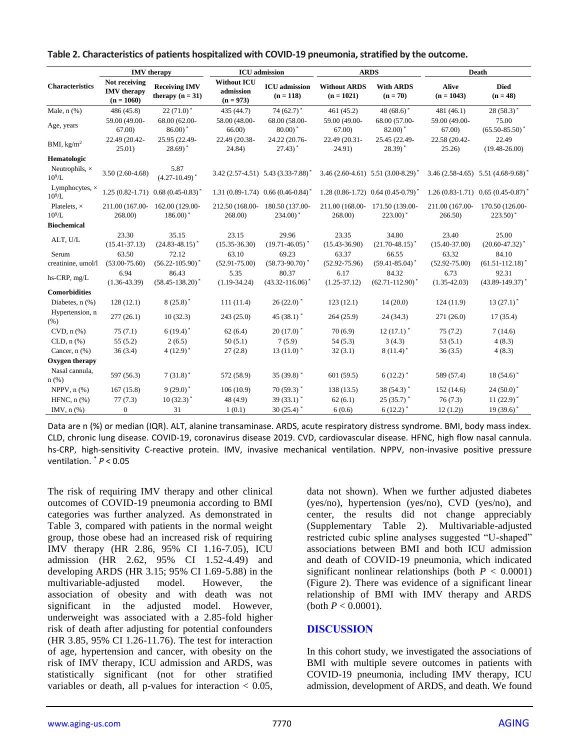**Table 2. Characteristics of patients hospitalized with COVID-19 pneumonia, stratified by the outcome.**

| Characteristics | IMV therapy | | ICU admission | | ARDS | | Death | |
|---|---|---|---|---|---|---|---|---|
| | Not receiving IMV therapy (n = 1060) | Receiving IMV therapy (n = 31) | Without ICU admission (n = 973) | ICU admission (n = 118) | Without ARDS (n = 1021) | With ARDS (n = 70) | Alive (n = 1043) | Died (n = 48) |
| Male, n (%) | 486 (45.8) | 22 (71.0)* | 435 (44.7) | 74 (62.7)* | 461 (45.2) | 48 (68.6)* | 481 (46.1) | 28 (58.3)* |
| Age, years | 59.00 (49.00-67.00) | 68.00 (62.00-86.00)* | 58.00 (48.00-66.00) | 68.00 (58.00-80.00)* | 59.00 (49.00-67.00) | 68.00 (57.00-82.00)* | 59.00 (49.00-67.00) | 75.00 (65.50-85.50)* |
| BMI, kg/m$^2$ | 22.49 (20.42-25.01) | 25.95 (22.49-28.69)* | 22.49 (20.38-24.84) | 24.22 (20.76-27.43)* | 22.49 (20.31-24.91) | 25.45 (22.49-28.39)* | 22.58 (20.42-25.26) | 22.49 (19.48-26.00) |
| **Hematologic** | | | | | | | | |
| Neutrophils, × $10^9$/L | 3.50 (2.60-4.68) | 5.87 (4.27-10.49)* | 3.42 (2.57-4.51) | 5.43 (3.33-7.88)* | 3.46 (2.60-4.61) | 5.51 (3.00-8.29)* | 3.46 (2.58-4.65) | 5.51 (4.68-9.68)* |
| Lymphocytes, × $10^9$/L | 1.25 (0.82-1.71) | 0.68 (0.45-0.83)* | 1.31 (0.89-1.74) | 0.66 (0.46-0.84)* | 1.28 (0.86-1.72) | 0.64 (0.45-0.79)* | 1.26 (0.83-1.71) | 0.65 (0.45-0.87)* |
| Platelets, × $10^9$/L | 211.00 (167.00-268.00) | 162.00 (129.00-186.00)* | 212.50 (168.00-268.00) | 180.50 (137.00-234.00)* | 211.00 (168.00-268.00) | 171.50 (139.00-223.00)* | 211.00 (167.00-266.50) | 170.50 (126.00-223.50)* |
| **Biochemical** | | | | | | | | |
| ALT, U/L | 23.30 (15.41-37.13) | 35.15 (24.83-48.15)* | 23.15 (15.35-36.30) | 29.96 (19.71-46.05)* | 23.35 (15.43-36.90) | 34.80 (21.70-48.15)* | 23.40 (15.40-37.00) | 25.00 (20.60-47.32)* |
| Serum creatinine, umol/l | 63.50 (53.00-75.60) | 72.12 (56.22-105.90)* | 63.10 (52.91-75.00) | 69.23 (58.73-90.70)* | 63.37 (52.92-75.96) | 66.55 (59.41-85.04)* | 63.32 (52.92-75.00) | 84.10 (61.51-112.18)* |
| hs-CRP, mg/L | 6.94 (1.36-43.39) | 86.43 (58.45-138.20)* | 5.35 (1.19-34.24) | 80.37 (43.32-116.06)* | 6.17 (1.25-37.12) | 84.32 (62.71-112.90)* | 6.73 (1.35-42.03) | 92.31 (43.89-149.37)* |
| **Comorbidities** | | | | | | | | |
| Diabetes, n (%) | 128 (12.1) | 8 (25.8)* | 111 (11.4) | 26 (22.0)* | 123 (12.1) | 14 (20.0) | 124 (11.9) | 13 (27.1)* |
| Hypertension, n (%) | 277 (26.1) | 10 (32.3) | 243 (25.0) | 45 (38.1)* | 264 (25.9) | 24 (34.3) | 271 (26.0) | 17 (35.4) |
| CVD, n (%) | 75 (7.1) | 6 (19.4)* | 62 (6.4) | 20 (17.0)* | 70 (6.9) | 12 (17.1)* | 75 (7.2) | 7 (14.6) |
| CLD, n (%) | 55 (5.2) | 2 (6.5) | 50 (5.1) | 7 (5.9) | 54 (5.3) | 3 (4.3) | 53 (5.1) | 4 (8.3) |
| Cancer, n (%) | 36 (3.4) | 4 (12.9)* | 27 (2.8) | 13 (11.0)* | 32 (3.1) | 8 (11.4)* | 36 (3.5) | 4 (8.3) |
| **Oxygen therapy** | | | | | | | | |
| Nasal cannula, n (%) | 597 (56.3) | 7 (31.8)* | 572 (58.9) | 35 (39.8)* | 601 (59.5) | 6 (12.2)* | 589 (57.4) | 18 (54.6)* |
| NPPV, n (%) | 167 (15.8) | 9 (29.0)* | 106 (10.9) | 70 (59.3)* | 138 (13.5) | 38 (54.3)* | 152 (14.6) | 24 (50.0)* |
| HFNC, n (%) | 77 (7.3) | 10 (32.3)* | 48 (4.9) | 39 (33.1)* | 62 (6.1) | 25 (35.7)* | 76 (7.3) | 11 (22.9)* |
| IMV, n (%) | 0 | 31 | 1 (0.1) | 30 (25.4)* | 6 (0.6) | 6 (12.2)* | 12 (1.2)) | 19 (39.6)* |

Data are n (%) or median (IQR). ALT, alanine transaminase. ARDS, acute respiratory distress syndrome. BMI, body mass index. CLD, chronic lung disease. COVID-19, coronavirus disease 2019. CVD, cardiovascular disease. HFNC, high flow nasal cannula. hs-CRP, high-sensitivity C-reactive protein. IMV, invasive mechanical ventilation. NPPV, non-invasive positive pressure ventilation. * $P < 0.05$

The risk of requiring IMV therapy and other clinical outcomes of COVID-19 pneumonia according to BMI categories was further analyzed. As demonstrated in Table 3, compared with patients in the normal weight group, those obese had an increased risk of requiring IMV therapy (HR 2.86, 95% CI 1.16-7.05), ICU admission (HR 2.62, 95% CI 1.52-4.49) and developing ARDS (HR 3.15; 95% CI 1.69-5.88) in the multivariable-adjusted model. However, the association of obesity and with death was not significant in the adjusted model. However, underweight was associated with a 2.85-fold higher risk of death after adjusting for potential confounders (HR 3.85, 95% CI 1.26-11.76). The test for interaction of age, hypertension and cancer, with obesity on the risk of IMV therapy, ICU admission and ARDS, was statistically significant (not for other stratified variables or death, all p-values for interaction < 0.05, data not shown). When we further adjusted diabetes (yes/no), hypertension (yes/no), CVD (yes/no), and center, the results did not change appreciably (Supplementary Table 2). Multivariable-adjusted restricted cubic spline analyses suggested "U-shaped" associations between BMI and both ICU admission and death of COVID-19 pneumonia, which indicated significant nonlinear relationships (both $P < 0.0001$) (Figure 2). There was evidence of a significant linear relationship of BMI with IMV therapy and ARDS (both $P < 0.0001$).

## DISCUSSION

In this cohort study, we investigated the associations of BMI with multiple severe outcomes in patients with COVID-19 pneumonia, including IMV therapy, ICU admission, development of ARDS, and death. We found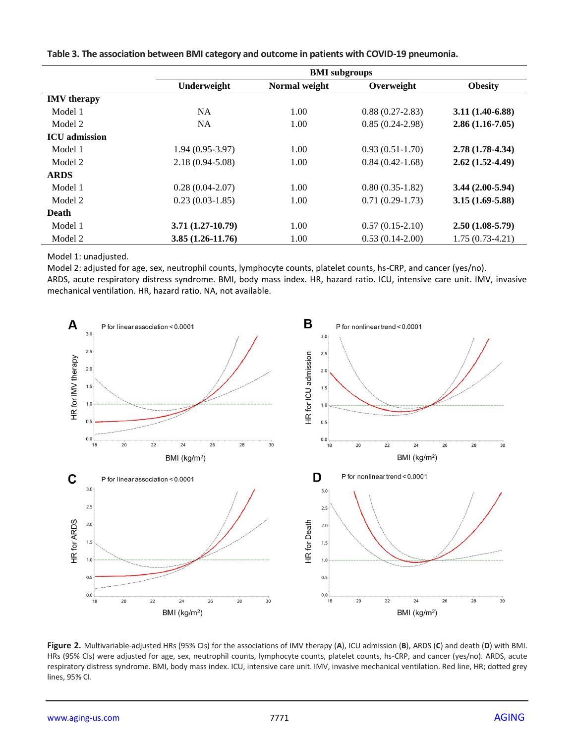**Table 3. The association between BMI category and outcome in patients with COVID-19 pneumonia.**

| | BMI subgroups | | | |
|---|---|---|---|---|
| | Underweight | Normal weight | Overweight | Obesity |
| **IMV therapy** | | | | |
| Model 1 | NA | 1.00 | 0.88 (0.27-2.83) | **3.11 (1.40-6.88)** |
| Model 2 | NA | 1.00 | 0.85 (0.24-2.98) | **2.86 (1.16-7.05)** |
| **ICU admission** | | | | |
| Model 1 | 1.94 (0.95-3.97) | 1.00 | 0.93 (0.51-1.70) | **2.78 (1.78-4.34)** |
| Model 2 | 2.18 (0.94-5.08) | 1.00 | 0.84 (0.42-1.68) | **2.62 (1.52-4.49)** |
| **ARDS** | | | | |
| Model 1 | 0.28 (0.04-2.07) | 1.00 | 0.80 (0.35-1.82) | **3.44 (2.00-5.94)** |
| Model 2 | 0.23 (0.03-1.85) | 1.00 | 0.71 (0.29-1.73) | **3.15 (1.69-5.88)** |
| **Death** | | | | |
| Model 1 | **3.71 (1.27-10.79)** | 1.00 | 0.57 (0.15-2.10) | **2.50 (1.08-5.79)** |
| Model 2 | **3.85 (1.26-11.76)** | 1.00 | 0.53 (0.14-2.00) | 1.75 (0.73-4.21) |

Model 1: unadjusted.
Model 2: adjusted for age, sex, neutrophil counts, lymphocyte counts, platelet counts, hs-CRP, and cancer (yes/no).
ARDS, acute respiratory distress syndrome. BMI, body mass index. HR, hazard ratio. ICU, intensive care unit. IMV, invasive mechanical ventilation. HR, hazard ratio. NA, not available.

**Figure 2.** Multivariable-adjusted HRs (95% CIs) for the associations of IMV therapy (**A**), ICU admission (**B**), ARDS (**C**) and death (**D**) with BMI. HRs (95% CIs) were adjusted for age, sex, neutrophil counts, lymphocyte counts, platelet counts, hs-CRP, and cancer (yes/no). ARDS, acute respiratory distress syndrome. BMI, body mass index. ICU, intensive care unit. IMV, invasive mechanical ventilation. Red line, HR; dotted grey lines, 95% CI.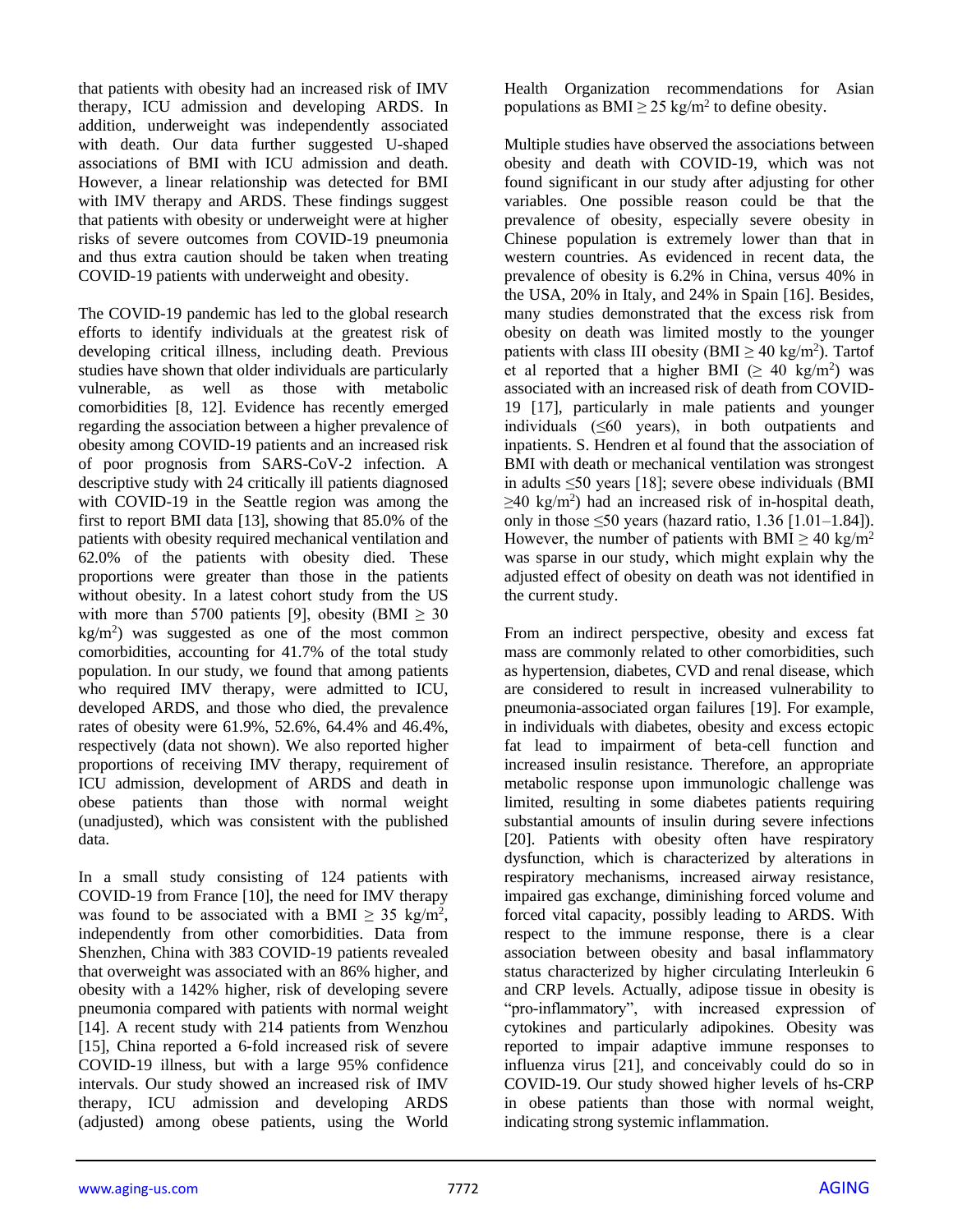that patients with obesity had an increased risk of IMV therapy, ICU admission and developing ARDS. In addition, underweight was independently associated with death. Our data further suggested U-shaped associations of BMI with ICU admission and death. However, a linear relationship was detected for BMI with IMV therapy and ARDS. These findings suggest that patients with obesity or underweight were at higher risks of severe outcomes from COVID-19 pneumonia and thus extra caution should be taken when treating COVID-19 patients with underweight and obesity.

The COVID-19 pandemic has led to the global research efforts to identify individuals at the greatest risk of developing critical illness, including death. Previous studies have shown that older individuals are particularly vulnerable, as well as those with metabolic comorbidities [8, 12]. Evidence has recently emerged regarding the association between a higher prevalence of obesity among COVID-19 patients and an increased risk of poor prognosis from SARS-CoV-2 infection. A descriptive study with 24 critically ill patients diagnosed with COVID-19 in the Seattle region was among the first to report BMI data [13], showing that 85.0% of the patients with obesity required mechanical ventilation and 62.0% of the patients with obesity died. These proportions were greater than those in the patients without obesity. In a latest cohort study from the US with more than 5700 patients [9], obesity (BMI $\geq$ 30 $kg/m^2$) was suggested as one of the most common comorbidities, accounting for 41.7% of the total study population. In our study, we found that among patients who required IMV therapy, were admitted to ICU, developed ARDS, and those who died, the prevalence rates of obesity were 61.9%, 52.6%, 64.4% and 46.4%, respectively (data not shown). We also reported higher proportions of receiving IMV therapy, requirement of ICU admission, development of ARDS and death in obese patients than those with normal weight (unadjusted), which was consistent with the published data.

In a small study consisting of 124 patients with COVID-19 from France [10], the need for IMV therapy was found to be associated with a BMI $\geq$ 35 $kg/m^2$, independently from other comorbidities. Data from Shenzhen, China with 383 COVID-19 patients revealed that overweight was associated with an 86% higher, and obesity with a 142% higher, risk of developing severe pneumonia compared with patients with normal weight [14]. A recent study with 214 patients from Wenzhou [15], China reported a 6-fold increased risk of severe COVID-19 illness, but with a large 95% confidence intervals. Our study showed an increased risk of IMV therapy, ICU admission and developing ARDS (adjusted) among obese patients, using the World Health Organization recommendations for Asian populations as BMI $\geq$ 25 $kg/m^2$ to define obesity.

Multiple studies have observed the associations between obesity and death with COVID-19, which was not found significant in our study after adjusting for other variables. One possible reason could be that the prevalence of obesity, especially severe obesity in Chinese population is extremely lower than that in western countries. As evidenced in recent data, the prevalence of obesity is 6.2% in China, versus 40% in the USA, 20% in Italy, and 24% in Spain [16]. Besides, many studies demonstrated that the excess risk from obesity on death was limited mostly to the younger patients with class III obesity (BMI $\geq$ 40 $kg/m^2$). Tartof et al reported that a higher BMI ($\geq$ 40 $kg/m^2$) was associated with an increased risk of death from COVID-19 [17], particularly in male patients and younger individuals ($\leq$60 years), in both outpatients and inpatients. S. Hendren et al found that the association of BMI with death or mechanical ventilation was strongest in adults $\leq$50 years [18]; severe obese individuals (BMI $\geq$40 $kg/m^2$) had an increased risk of in-hospital death, only in those $\leq$50 years (hazard ratio, 1.36 [1.01–1.84]). However, the number of patients with BMI $\geq$ 40 $kg/m^2$ was sparse in our study, which might explain why the adjusted effect of obesity on death was not identified in the current study.

From an indirect perspective, obesity and excess fat mass are commonly related to other comorbidities, such as hypertension, diabetes, CVD and renal disease, which are considered to result in increased vulnerability to pneumonia-associated organ failures [19]. For example, in individuals with diabetes, obesity and excess ectopic fat lead to impairment of beta-cell function and increased insulin resistance. Therefore, an appropriate metabolic response upon immunologic challenge was limited, resulting in some diabetes patients requiring substantial amounts of insulin during severe infections [20]. Patients with obesity often have respiratory dysfunction, which is characterized by alterations in respiratory mechanisms, increased airway resistance, impaired gas exchange, diminishing forced volume and forced vital capacity, possibly leading to ARDS. With respect to the immune response, there is a clear association between obesity and basal inflammatory status characterized by higher circulating Interleukin 6 and CRP levels. Actually, adipose tissue in obesity is "pro-inflammatory", with increased expression of cytokines and particularly adipokines. Obesity was reported to impair adaptive immune responses to influenza virus [21], and conceivably could do so in COVID-19. Our study showed higher levels of hs-CRP in obese patients than those with normal weight, indicating strong systemic inflammation.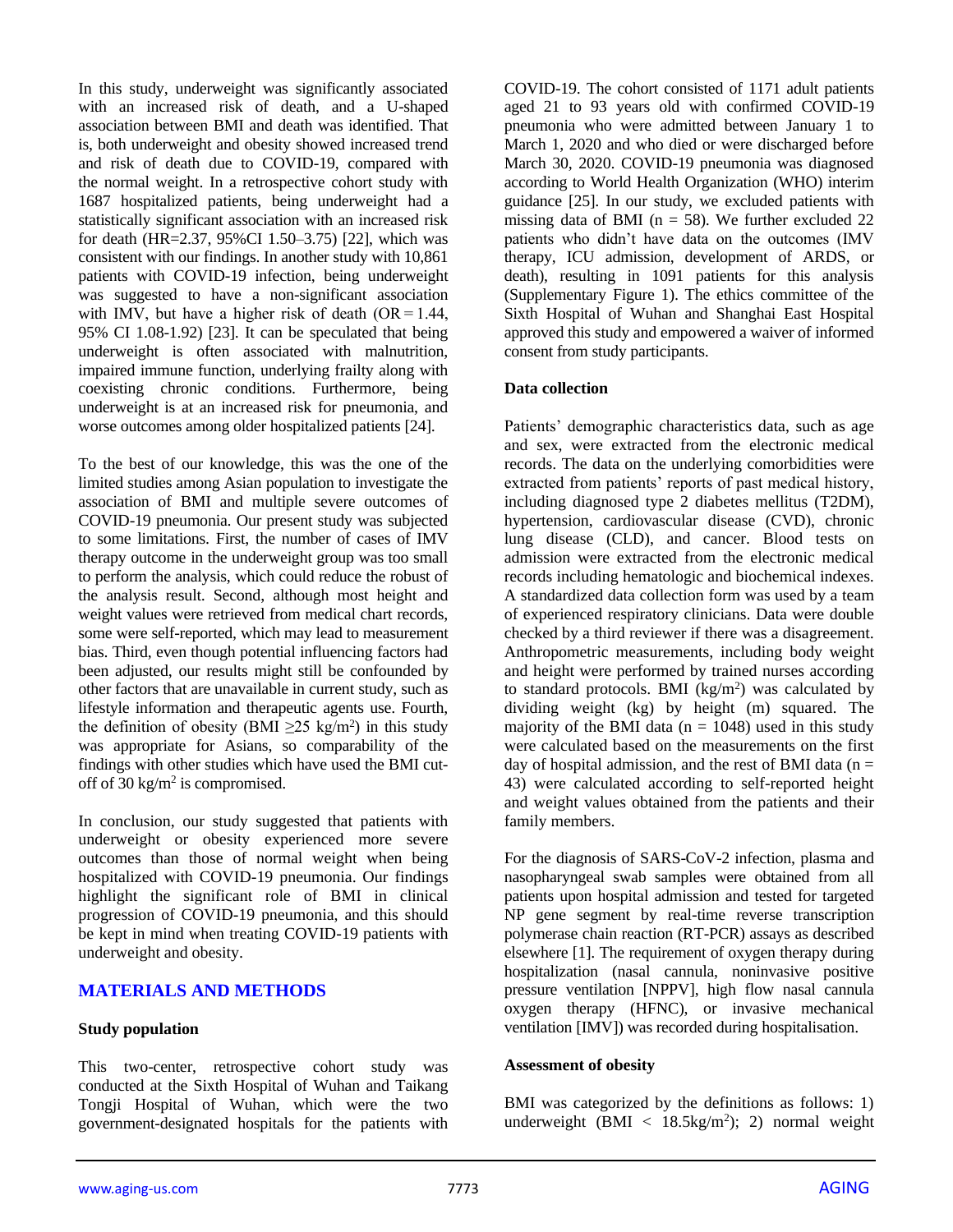In this study, underweight was significantly associated with an increased risk of death, and a U-shaped association between BMI and death was identified. That is, both underweight and obesity showed increased trend and risk of death due to COVID-19, compared with the normal weight. In a retrospective cohort study with 1687 hospitalized patients, being underweight had a statistically significant association with an increased risk for death (HR=2.37, 95%CI 1.50–3.75) [22], which was consistent with our findings. In another study with 10,861 patients with COVID-19 infection, being underweight was suggested to have a non-significant association with IMV, but have a higher risk of death (OR = 1.44, 95% CI 1.08-1.92) [23]. It can be speculated that being underweight is often associated with malnutrition, impaired immune function, underlying frailty along with coexisting chronic conditions. Furthermore, being underweight is at an increased risk for pneumonia, and worse outcomes among older hospitalized patients [24].

To the best of our knowledge, this was the one of the limited studies among Asian population to investigate the association of BMI and multiple severe outcomes of COVID-19 pneumonia. Our present study was subjected to some limitations. First, the number of cases of IMV therapy outcome in the underweight group was too small to perform the analysis, which could reduce the robust of the analysis result. Second, although most height and weight values were retrieved from medical chart records, some were self-reported, which may lead to measurement bias. Third, even though potential influencing factors had been adjusted, our results might still be confounded by other factors that are unavailable in current study, such as lifestyle information and therapeutic agents use. Fourth, the definition of obesity (BMI $\geq$25 kg/m$^2$) in this study was appropriate for Asians, so comparability of the findings with other studies which have used the BMI cut-off of 30 kg/m$^2$ is compromised.

In conclusion, our study suggested that patients with underweight or obesity experienced more severe outcomes than those of normal weight when being hospitalized with COVID-19 pneumonia. Our findings highlight the significant role of BMI in clinical progression of COVID-19 pneumonia, and this should be kept in mind when treating COVID-19 patients with underweight and obesity.

## MATERIALS AND METHODS

### Study population

This two-center, retrospective cohort study was conducted at the Sixth Hospital of Wuhan and Taikang Tongji Hospital of Wuhan, which were the two government-designated hospitals for the patients with COVID-19. The cohort consisted of 1171 adult patients aged 21 to 93 years old with confirmed COVID-19 pneumonia who were admitted between January 1 to March 1, 2020 and who died or were discharged before March 30, 2020. COVID-19 pneumonia was diagnosed according to World Health Organization (WHO) interim guidance [25]. In our study, we excluded patients with missing data of BMI (n = 58). We further excluded 22 patients who didn't have data on the outcomes (IMV therapy, ICU admission, development of ARDS, or death), resulting in 1091 patients for this analysis (Supplementary Figure 1). The ethics committee of the Sixth Hospital of Wuhan and Shanghai East Hospital approved this study and empowered a waiver of informed consent from study participants.

### Data collection

Patients' demographic characteristics data, such as age and sex, were extracted from the electronic medical records. The data on the underlying comorbidities were extracted from patients' reports of past medical history, including diagnosed type 2 diabetes mellitus (T2DM), hypertension, cardiovascular disease (CVD), chronic lung disease (CLD), and cancer. Blood tests on admission were extracted from the electronic medical records including hematologic and biochemical indexes. A standardized data collection form was used by a team of experienced respiratory clinicians. Data were double checked by a third reviewer if there was a disagreement. Anthropometric measurements, including body weight and height were performed by trained nurses according to standard protocols. BMI (kg/m$^2$) was calculated by dividing weight (kg) by height (m) squared. The majority of the BMI data (n = 1048) used in this study were calculated based on the measurements on the first day of hospital admission, and the rest of BMI data (n = 43) were calculated according to self-reported height and weight values obtained from the patients and their family members.

For the diagnosis of SARS-CoV-2 infection, plasma and nasopharyngeal swab samples were obtained from all patients upon hospital admission and tested for targeted NP gene segment by real-time reverse transcription polymerase chain reaction (RT-PCR) assays as described elsewhere [1]. The requirement of oxygen therapy during hospitalization (nasal cannula, noninvasive positive pressure ventilation [NPPV], high flow nasal cannula oxygen therapy (HFNC), or invasive mechanical ventilation [IMV]) was recorded during hospitalisation.

### Assessment of obesity

BMI was categorized by the definitions as follows: 1) underweight (BMI < 18.5kg/m$^2$); 2) normal weight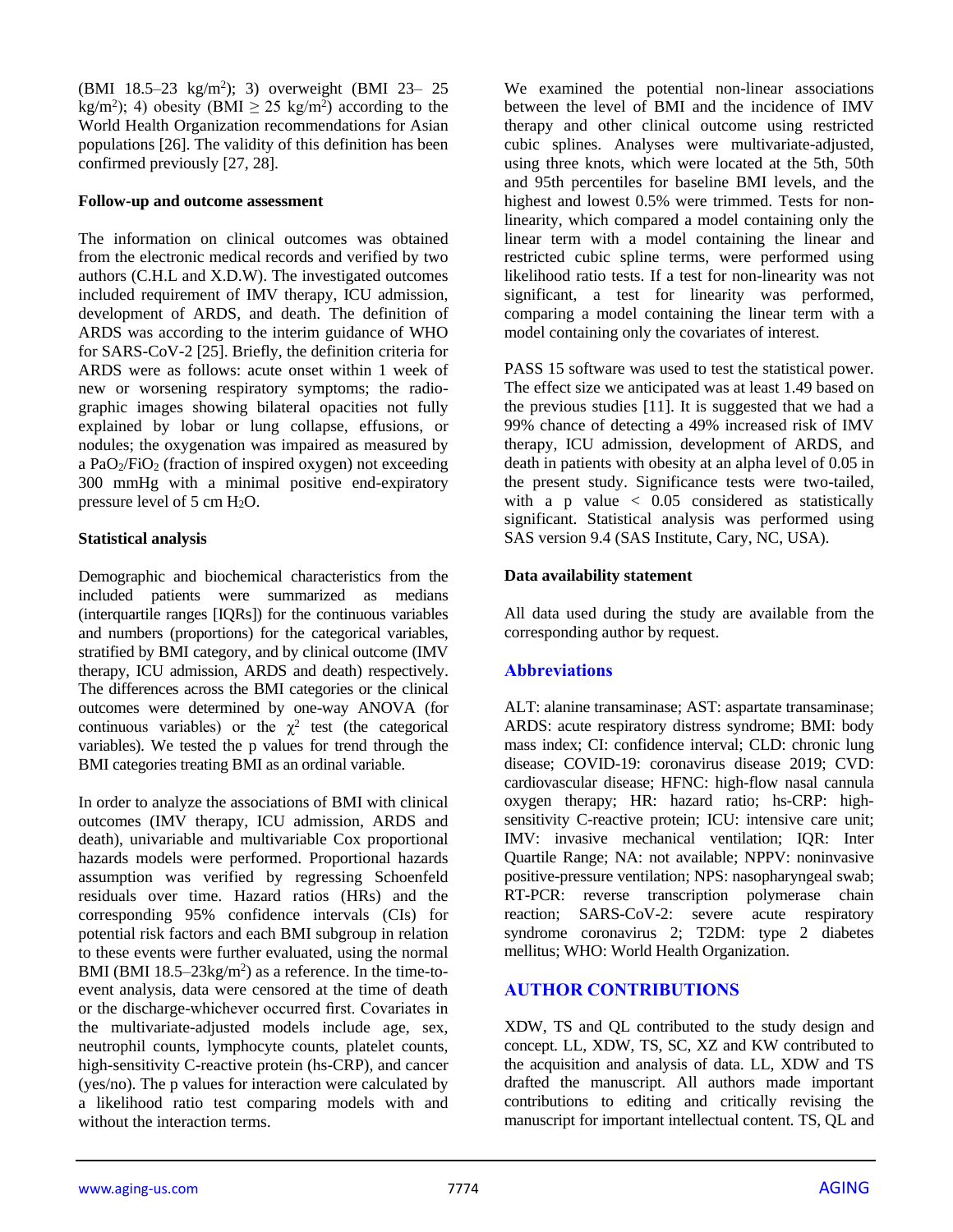(BMI 18.5–23 kg/m$^2$); 3) overweight (BMI 23– 25 kg/m$^2$); 4) obesity (BMI ≥ 25 kg/m$^2$) according to the World Health Organization recommendations for Asian populations [26]. The validity of this definition has been confirmed previously [27, 28].

**Follow-up and outcome assessment**

The information on clinical outcomes was obtained from the electronic medical records and verified by two authors (C.H.L and X.D.W). The investigated outcomes included requirement of IMV therapy, ICU admission, development of ARDS, and death. The definition of ARDS was according to the interim guidance of WHO for SARS-CoV-2 [25]. Briefly, the definition criteria for ARDS were as follows: acute onset within 1 week of new or worsening respiratory symptoms; the radiographic images showing bilateral opacities not fully explained by lobar or lung collapse, effusions, or nodules; the oxygenation was impaired as measured by a $PaO_2/FiO_2$ (fraction of inspired oxygen) not exceeding 300 mmHg with a minimal positive end-expiratory pressure level of 5 cm $H_2O$.

**Statistical analysis**

Demographic and biochemical characteristics from the included patients were summarized as medians (interquartile ranges [IQRs]) for the continuous variables and numbers (proportions) for the categorical variables, stratified by BMI category, and by clinical outcome (IMV therapy, ICU admission, ARDS and death) respectively. The differences across the BMI categories or the clinical outcomes were determined by one-way ANOVA (for continuous variables) or the $\chi^2$ test (the categorical variables). We tested the p values for trend through the BMI categories treating BMI as an ordinal variable.

In order to analyze the associations of BMI with clinical outcomes (IMV therapy, ICU admission, ARDS and death), univariable and multivariable Cox proportional hazards models were performed. Proportional hazards assumption was verified by regressing Schoenfeld residuals over time. Hazard ratios (HRs) and the corresponding 95% confidence intervals (CIs) for potential risk factors and each BMI subgroup in relation to these events were further evaluated, using the normal BMI (BMI 18.5–23kg/m$^2$) as a reference. In the time-to-event analysis, data were censored at the time of death or the discharge-whichever occurred first. Covariates in the multivariate-adjusted models include age, sex, neutrophil counts, lymphocyte counts, platelet counts, high-sensitivity C-reactive protein (hs-CRP), and cancer (yes/no). The p values for interaction were calculated by a likelihood ratio test comparing models with and without the interaction terms.

We examined the potential non-linear associations between the level of BMI and the incidence of IMV therapy and other clinical outcome using restricted cubic splines. Analyses were multivariate-adjusted, using three knots, which were located at the 5th, 50th and 95th percentiles for baseline BMI levels, and the highest and lowest 0.5% were trimmed. Tests for non-linearity, which compared a model containing only the linear term with a model containing the linear and restricted cubic spline terms, were performed using likelihood ratio tests. If a test for non-linearity was not significant, a test for linearity was performed, comparing a model containing the linear term with a model containing only the covariates of interest.

PASS 15 software was used to test the statistical power. The effect size we anticipated was at least 1.49 based on the previous studies [11]. It is suggested that we had a 99% chance of detecting a 49% increased risk of IMV therapy, ICU admission, development of ARDS, and death in patients with obesity at an alpha level of 0.05 in the present study. Significance tests were two-tailed, with a p value < 0.05 considered as statistically significant. Statistical analysis was performed using SAS version 9.4 (SAS Institute, Cary, NC, USA).

**Data availability statement**

All data used during the study are available from the corresponding author by request.

## Abbreviations

ALT: alanine transaminase; AST: aspartate transaminase; ARDS: acute respiratory distress syndrome; BMI: body mass index; CI: confidence interval; CLD: chronic lung disease; COVID-19: coronavirus disease 2019; CVD: cardiovascular disease; HFNC: high-flow nasal cannula oxygen therapy; HR: hazard ratio; hs-CRP: high-sensitivity C-reactive protein; ICU: intensive care unit; IMV: invasive mechanical ventilation; IQR: Inter Quartile Range; NA: not available; NPPV: noninvasive positive-pressure ventilation; NPS: nasopharyngeal swab; RT-PCR: reverse transcription polymerase chain reaction; SARS-CoV-2: severe acute respiratory syndrome coronavirus 2; T2DM: type 2 diabetes mellitus; WHO: World Health Organization.

## AUTHOR CONTRIBUTIONS

XDW, TS and QL contributed to the study design and concept. LL, XDW, TS, SC, XZ and KW contributed to the acquisition and analysis of data. LL, XDW and TS drafted the manuscript. All authors made important contributions to editing and critically revising the manuscript for important intellectual content. TS, QL and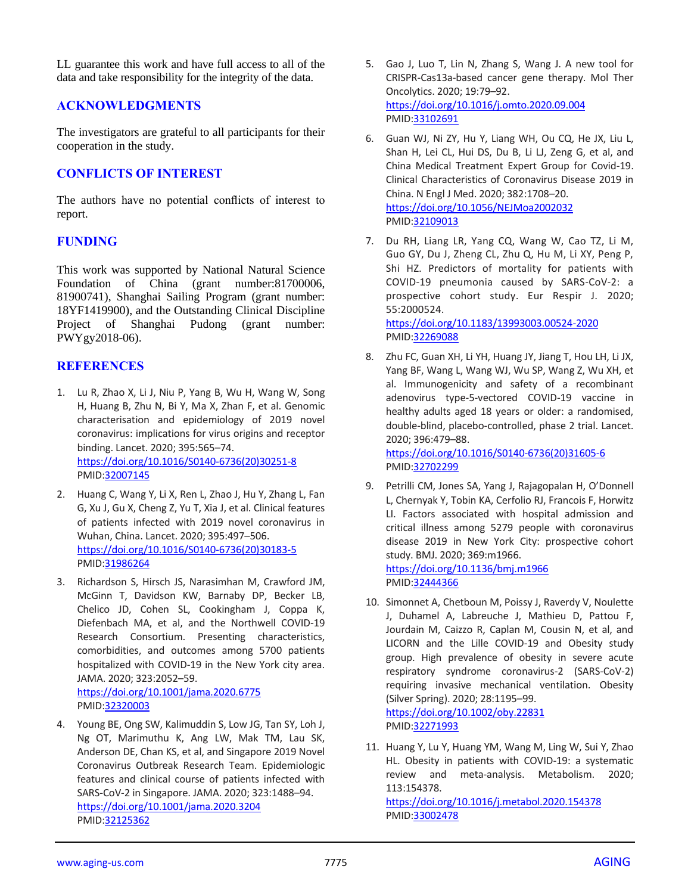LL guarantee this work and have full access to all of the data and take responsibility for the integrity of the data.

## ACKNOWLEDGMENTS

The investigators are grateful to all participants for their cooperation in the study.

## CONFLICTS OF INTEREST

The authors have no potential conflicts of interest to report.

## FUNDING

This work was supported by National Natural Science Foundation of China (grant number:81700006, 81900741), Shanghai Sailing Program (grant number: 18YF1419900), and the Outstanding Clinical Discipline Project of Shanghai Pudong (grant number: PWYgy2018-06).

## REFERENCES

1. Lu R, Zhao X, Li J, Niu P, Yang B, Wu H, Wang W, Song H, Huang B, Zhu N, Bi Y, Ma X, Zhan F, et al. Genomic characterisation and epidemiology of 2019 novel coronavirus: implications for virus origins and receptor binding. Lancet. 2020; 395:565–74. https://doi.org/10.1016/S0140-6736(20)30251-8 PMID:32007145

2. Huang C, Wang Y, Li X, Ren L, Zhao J, Hu Y, Zhang L, Fan G, Xu J, Gu X, Cheng Z, Yu T, Xia J, et al. Clinical features of patients infected with 2019 novel coronavirus in Wuhan, China. Lancet. 2020; 395:497–506. https://doi.org/10.1016/S0140-6736(20)30183-5 PMID:31986264

3. Richardson S, Hirsch JS, Narasimhan M, Crawford JM, McGinn T, Davidson KW, Barnaby DP, Becker LB, Chelico JD, Cohen SL, Cookingham J, Coppa K, Diefenbach MA, et al, and the Northwell COVID-19 Research Consortium. Presenting characteristics, comorbidities, and outcomes among 5700 patients hospitalized with COVID-19 in the New York city area. JAMA. 2020; 323:2052–59. https://doi.org/10.1001/jama.2020.6775 PMID:32320003

4. Young BE, Ong SW, Kalimuddin S, Low JG, Tan SY, Loh J, Ng OT, Marimuthu K, Ang LW, Mak TM, Lau SK, Anderson DE, Chan KS, et al, and Singapore 2019 Novel Coronavirus Outbreak Research Team. Epidemiologic features and clinical course of patients infected with SARS-CoV-2 in Singapore. JAMA. 2020; 323:1488–94. https://doi.org/10.1001/jama.2020.3204 PMID:32125362

5. Gao J, Luo T, Lin N, Zhang S, Wang J. A new tool for CRISPR-Cas13a-based cancer gene therapy. Mol Ther Oncolytics. 2020; 19:79–92. https://doi.org/10.1016/j.omto.2020.09.004 PMID:33102691

6. Guan WJ, Ni ZY, Hu Y, Liang WH, Ou CQ, He JX, Liu L, Shan H, Lei CL, Hui DS, Du B, Li LJ, Zeng G, et al, and China Medical Treatment Expert Group for Covid-19. Clinical Characteristics of Coronavirus Disease 2019 in China. N Engl J Med. 2020; 382:1708–20. https://doi.org/10.1056/NEJMoa2002032 PMID:32109013

7. Du RH, Liang LR, Yang CQ, Wang W, Cao TZ, Li M, Guo GY, Du J, Zheng CL, Zhu Q, Hu M, Li XY, Peng P, Shi HZ. Predictors of mortality for patients with COVID-19 pneumonia caused by SARS-CoV-2: a prospective cohort study. Eur Respir J. 2020; 55:2000524. https://doi.org/10.1183/13993003.00524-2020 PMID:32269088

8. Zhu FC, Guan XH, Li YH, Huang JY, Jiang T, Hou LH, Li JX, Yang BF, Wang L, Wang WJ, Wu SP, Wang Z, Wu XH, et al. Immunogenicity and safety of a recombinant adenovirus type-5-vectored COVID-19 vaccine in healthy adults aged 18 years or older: a randomised, double-blind, placebo-controlled, phase 2 trial. Lancet. 2020; 396:479–88. https://doi.org/10.1016/S0140-6736(20)31605-6 PMID:32702299

9. Petrilli CM, Jones SA, Yang J, Rajagopalan H, O'Donnell L, Chernyak Y, Tobin KA, Cerfolio RJ, Francois F, Horwitz LI. Factors associated with hospital admission and critical illness among 5279 people with coronavirus disease 2019 in New York City: prospective cohort study. BMJ. 2020; 369:m1966. https://doi.org/10.1136/bmj.m1966 PMID:32444366

10. Simonnet A, Chetboun M, Poissy J, Raverdy V, Noulette J, Duhamel A, Labreuche J, Mathieu D, Pattou F, Jourdain M, Caizzo R, Caplan M, Cousin N, et al, and LICORN and the Lille COVID-19 and Obesity study group. High prevalence of obesity in severe acute respiratory syndrome coronavirus-2 (SARS-CoV-2) requiring invasive mechanical ventilation. Obesity (Silver Spring). 2020; 28:1195–99. https://doi.org/10.1002/oby.22831 PMID:32271993

11. Huang Y, Lu Y, Huang YM, Wang M, Ling W, Sui Y, Zhao HL. Obesity in patients with COVID-19: a systematic review and meta-analysis. Metabolism. 2020; 113:154378. https://doi.org/10.1016/j.metabol.2020.154378 PMID:33002478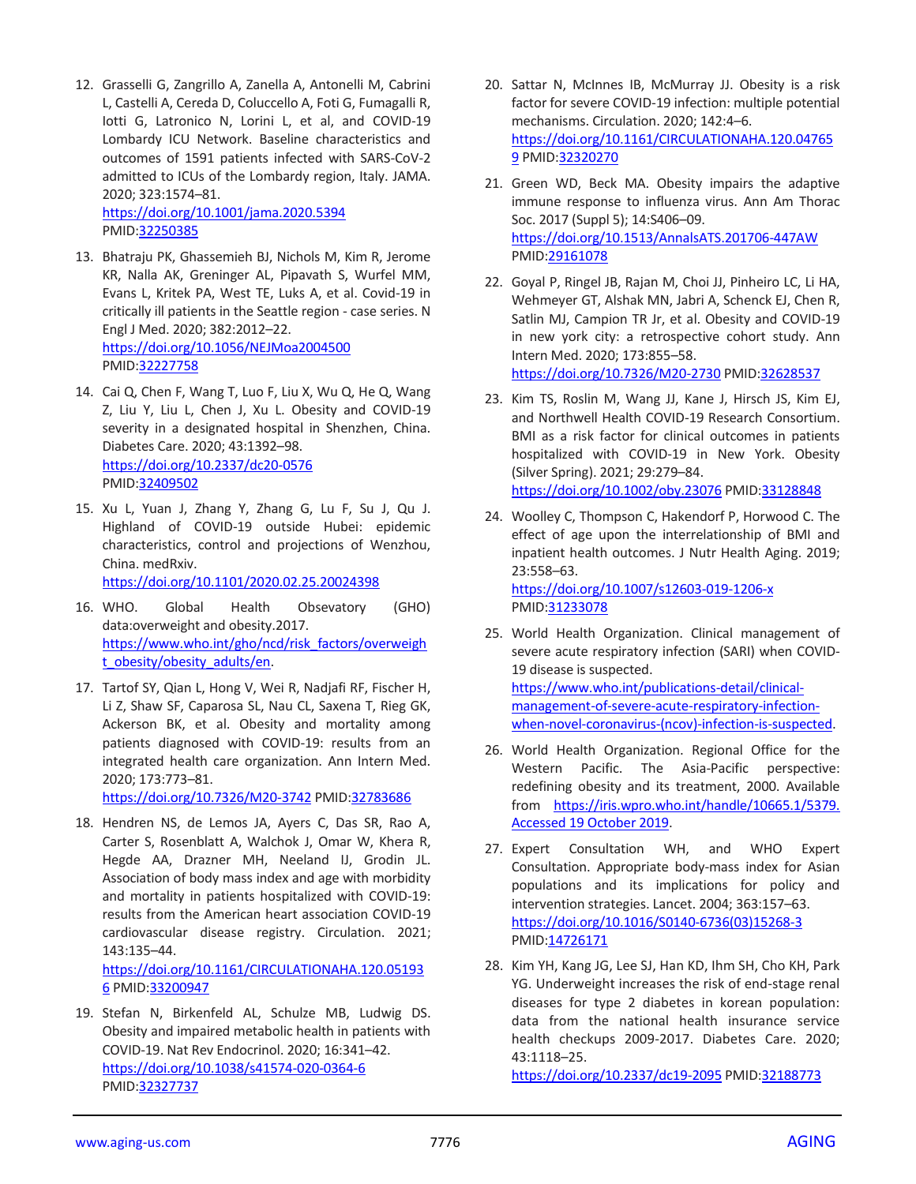12. Grasselli G, Zangrillo A, Zanella A, Antonelli M, Cabrini L, Castelli A, Cereda D, Coluccello A, Foti G, Fumagalli R, Iotti G, Latronico N, Lorini L, et al, and COVID-19 Lombardy ICU Network. Baseline characteristics and outcomes of 1591 patients infected with SARS-CoV-2 admitted to ICUs of the Lombardy region, Italy. JAMA. 2020; 323:1574–81. https://doi.org/10.1001/jama.2020.5394 PMID:32250385

13. Bhatraju PK, Ghassemieh BJ, Nichols M, Kim R, Jerome KR, Nalla AK, Greninger AL, Pipavath S, Wurfel MM, Evans L, Kritek PA, West TE, Luks A, et al. Covid-19 in critically ill patients in the Seattle region - case series. N Engl J Med. 2020; 382:2012–22. https://doi.org/10.1056/NEJMoa2004500 PMID:32227758

14. Cai Q, Chen F, Wang T, Luo F, Liu X, Wu Q, He Q, Wang Z, Liu Y, Liu L, Chen J, Xu L. Obesity and COVID-19 severity in a designated hospital in Shenzhen, China. Diabetes Care. 2020; 43:1392–98. https://doi.org/10.2337/dc20-0576 PMID:32409502

15. Xu L, Yuan J, Zhang Y, Zhang G, Lu F, Su J, Qu J. Highland of COVID-19 outside Hubei: epidemic characteristics, control and projections of Wenzhou, China. medRxiv. https://doi.org/10.1101/2020.02.25.20024398

16. WHO. Global Health Observatory (GHO) data:overweight and obesity.2017. https://www.who.int/gho/ncd/risk_factors/overweight_obesity/obesity_adults/en.

17. Tartof SY, Qian L, Hong V, Wei R, Nadjafi RF, Fischer H, Li Z, Shaw SF, Caparosa SL, Nau CL, Saxena T, Rieg GK, Ackerson BK, et al. Obesity and mortality among patients diagnosed with COVID-19: results from an integrated health care organization. Ann Intern Med. 2020; 173:773–81. https://doi.org/10.7326/M20-3742 PMID:32783686

18. Hendren NS, de Lemos JA, Ayers C, Das SR, Rao A, Carter S, Rosenblatt A, Walchok J, Omar W, Khera R, Hegde AA, Drazner MH, Neeland IJ, Grodin JL. Association of body mass index and age with morbidity and mortality in patients hospitalized with COVID-19: results from the American heart association COVID-19 cardiovascular disease registry. Circulation. 2021; 143:135–44. https://doi.org/10.1161/CIRCULATIONAHA.120.051936 PMID:33200947

19. Stefan N, Birkenfeld AL, Schulze MB, Ludwig DS. Obesity and impaired metabolic health in patients with COVID-19. Nat Rev Endocrinol. 2020; 16:341–42. https://doi.org/10.1038/s41574-020-0364-6 PMID:32327737

20. Sattar N, McInnes IB, McMurray JJ. Obesity is a risk factor for severe COVID-19 infection: multiple potential mechanisms. Circulation. 2020; 142:4–6. https://doi.org/10.1161/CIRCULATIONAHA.120.047659 PMID:32320270

21. Green WD, Beck MA. Obesity impairs the adaptive immune response to influenza virus. Ann Am Thorac Soc. 2017 (Suppl 5); 14:S406–09. https://doi.org/10.1513/AnnalsATS.201706-447AW PMID:29161078

22. Goyal P, Ringel JB, Rajan M, Choi JJ, Pinheiro LC, Li HA, Wehmeyer GT, Alshak MN, Jabri A, Schenck EJ, Chen R, Satlin MJ, Campion TR Jr, et al. Obesity and COVID-19 in new york city: a retrospective cohort study. Ann Intern Med. 2020; 173:855–58. https://doi.org/10.7326/M20-2730 PMID:32628537

23. Kim TS, Roslin M, Wang JJ, Kane J, Hirsch JS, Kim EJ, and Northwell Health COVID-19 Research Consortium. BMI as a risk factor for clinical outcomes in patients hospitalized with COVID-19 in New York. Obesity (Silver Spring). 2021; 29:279–84. https://doi.org/10.1002/oby.23076 PMID:33128848

24. Woolley C, Thompson C, Hakendorf P, Horwood C. The effect of age upon the interrelationship of BMI and inpatient health outcomes. J Nutr Health Aging. 2019; 23:558–63. https://doi.org/10.1007/s12603-019-1206-x PMID:31233078

25. World Health Organization. Clinical management of severe acute respiratory infection (SARI) when COVID-19 disease is suspected. https://www.who.int/publications-detail/clinical-management-of-severe-acute-respiratory-infection-when-novel-coronavirus-(ncov)-infection-is-suspected.

26. World Health Organization. Regional Office for the Western Pacific. The Asia-Pacific perspective: redefining obesity and its treatment, 2000. Available from https://iris.wpro.who.int/handle/10665.1/5379. Accessed 19 October 2019.

27. Expert Consultation WH, and WHO Expert Consultation. Appropriate body-mass index for Asian populations and its implications for policy and intervention strategies. Lancet. 2004; 363:157–63. https://doi.org/10.1016/S0140-6736(03)15268-3 PMID:14726171

28. Kim YH, Kang JG, Lee SJ, Han KD, Ihm SH, Cho KH, Park YG. Underweight increases the risk of end-stage renal diseases for type 2 diabetes in korean population: data from the national health insurance service health checkups 2009-2017. Diabetes Care. 2020; 43:1118–25. https://doi.org/10.2337/dc19-2095 PMID:32188773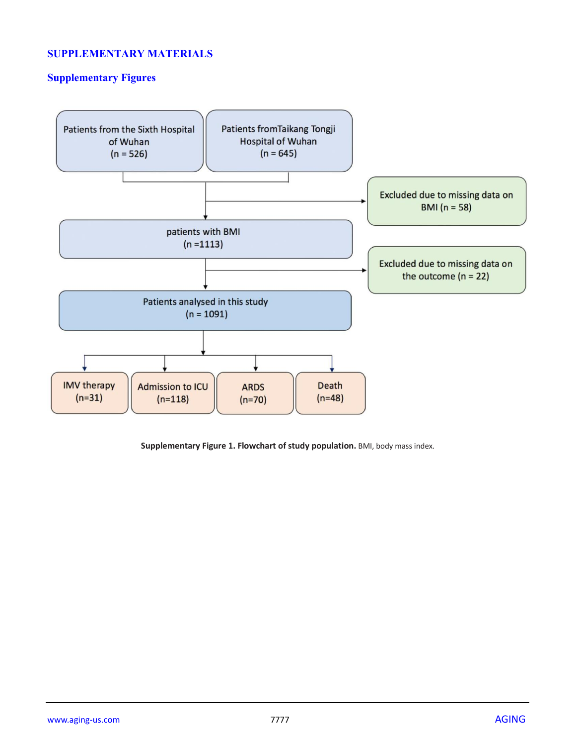# SUPPLEMENTARY MATERIALS

## Supplementary Figures

Patients from the Sixth Hospital of Wuhan (n = 526)

Patients fromTaikang Tongji Hospital of Wuhan (n = 645)

Excluded due to missing data on BMI (n = 58)

patients with BMI (n =1113)

Excluded due to missing data on the outcome (n = 22)

Patients analysed in this study (n = 1091)

IMV therapy (n=31)

Admission to ICU (n=118)

ARDS (n=70)

Death (n=48)

**Supplementary Figure 1. Flowchart of study population.** BMI, body mass index.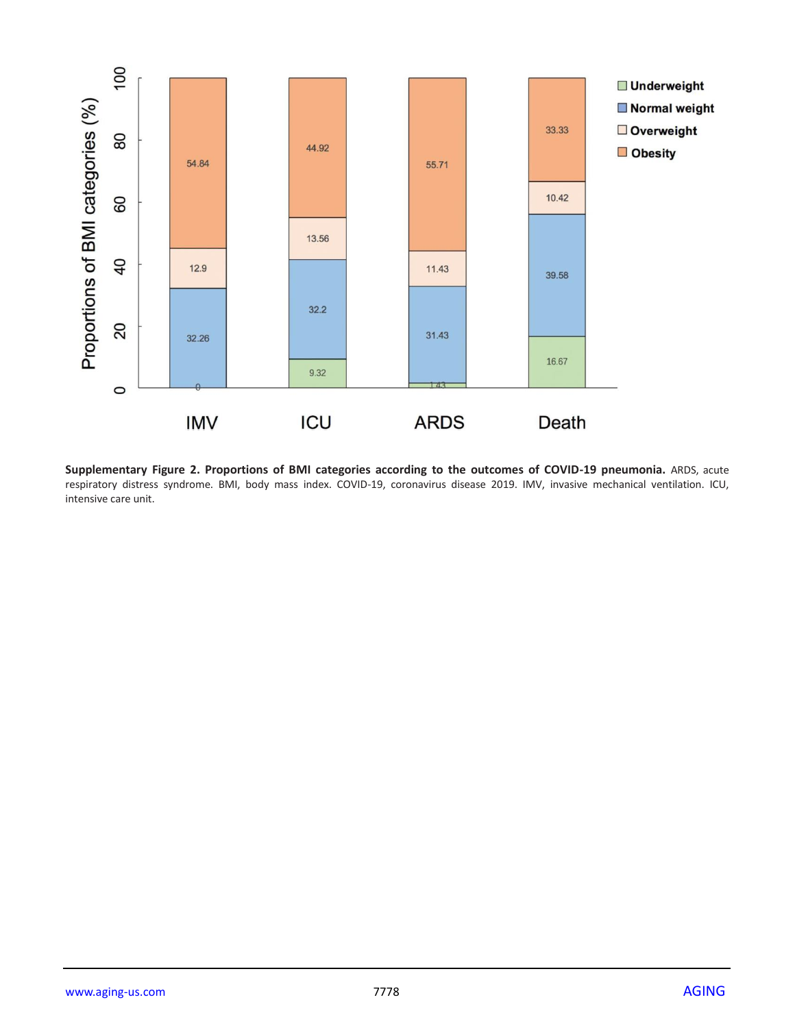**Supplementary Figure 2. Proportions of BMI categories according to the outcomes of COVID-19 pneumonia.** ARDS, acute respiratory distress syndrome. BMI, body mass index. COVID-19, coronavirus disease 2019. IMV, invasive mechanical ventilation. ICU, intensive care unit.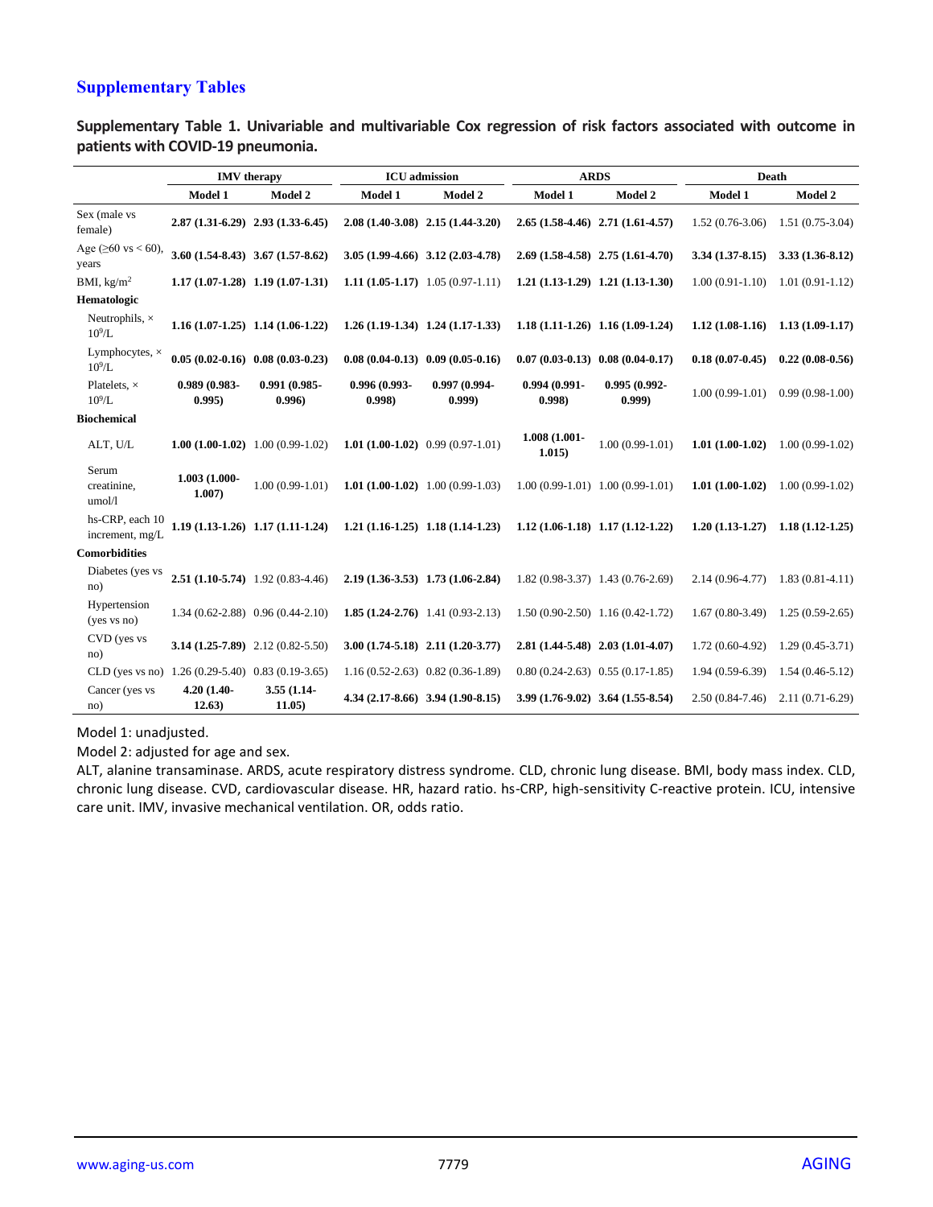## Supplementary Tables

**Supplementary Table 1. Univariable and multivariable Cox regression of risk factors associated with outcome in patients with COVID-19 pneumonia.**

| | IMV therapy | | ICU admission | | ARDS | | Death | |
|---|---|---|---|---|---|---|---|---|
| | Model 1 | Model 2 | Model 1 | Model 2 | Model 1 | Model 2 | Model 1 | Model 2 |
| Sex (male vs female) | **2.87 (1.31-6.29)** | **2.93 (1.33-6.45)** | **2.08 (1.40-3.08)** | **2.15 (1.44-3.20)** | **2.65 (1.58-4.46)** | **2.71 (1.61-4.57)** | 1.52 (0.76-3.06) | 1.51 (0.75-3.04) |
| Age (≥60 vs < 60), years | **3.60 (1.54-8.43)** | **3.67 (1.57-8.62)** | **3.05 (1.99-4.66)** | **3.12 (2.03-4.78)** | **2.69 (1.58-4.58)** | **2.75 (1.61-4.70)** | **3.34 (1.37-8.15)** | **3.33 (1.36-8.12)** |
| BMI, kg/m$^2$ | **1.17 (1.07-1.28)** | **1.19 (1.07-1.31)** | **1.11 (1.05-1.17)** | 1.05 (0.97-1.11) | **1.21 (1.13-1.29)** | **1.21 (1.13-1.30)** | 1.00 (0.91-1.10) | 1.01 (0.91-1.12) |
| **Hematologic** | | | | | | | | |
| Neutrophils, × $10^9$/L | **1.16 (1.07-1.25)** | **1.14 (1.06-1.22)** | **1.26 (1.19-1.34)** | **1.24 (1.17-1.33)** | **1.18 (1.11-1.26)** | **1.16 (1.09-1.24)** | **1.12 (1.08-1.16)** | **1.13 (1.09-1.17)** |
| Lymphocytes, × $10^9$/L | **0.05 (0.02-0.16)** | **0.08 (0.03-0.23)** | **0.08 (0.04-0.13)** | **0.09 (0.05-0.16)** | **0.07 (0.03-0.13)** | **0.08 (0.04-0.17)** | **0.18 (0.07-0.45)** | **0.22 (0.08-0.56)** |
| Platelets, × $10^9$/L | **0.989 (0.983-0.995)** | **0.991 (0.985-0.996)** | **0.996 (0.993-0.998)** | **0.997 (0.994-0.999)** | **0.994 (0.991-0.998)** | **0.995 (0.992-0.999)** | 1.00 (0.99-1.01) | 0.99 (0.98-1.00) |
| **Biochemical** | | | | | | | | |
| ALT, U/L | **1.00 (1.00-1.02)** | 1.00 (0.99-1.02) | **1.01 (1.00-1.02)** | 0.99 (0.97-1.01) | **1.008 (1.001-1.015)** | 1.00 (0.99-1.01) | **1.01 (1.00-1.02)** | 1.00 (0.99-1.02) |
| Serum creatinine, umol/l | **1.003 (1.000-1.007)** | 1.00 (0.99-1.01) | **1.01 (1.00-1.02)** | 1.00 (0.99-1.03) | 1.00 (0.99-1.01) | 1.00 (0.99-1.01) | **1.01 (1.00-1.02)** | 1.00 (0.99-1.02) |
| hs-CRP, each 10 increment, mg/L | **1.19 (1.13-1.26)** | **1.17 (1.11-1.24)** | **1.21 (1.16-1.25)** | **1.18 (1.14-1.23)** | **1.12 (1.06-1.18)** | **1.17 (1.12-1.22)** | **1.20 (1.13-1.27)** | **1.18 (1.12-1.25)** |
| **Comorbidities** | | | | | | | | |
| Diabetes (yes vs no) | **2.51 (1.10-5.74)** | 1.92 (0.83-4.46) | **2.19 (1.36-3.53)** | **1.73 (1.06-2.84)** | 1.82 (0.98-3.37) | 1.43 (0.76-2.69) | 2.14 (0.96-4.77) | 1.83 (0.81-4.11) |
| Hypertension (yes vs no) | 1.34 (0.62-2.88) | 0.96 (0.44-2.10) | **1.85 (1.24-2.76)** | 1.41 (0.93-2.13) | 1.50 (0.90-2.50) | 1.16 (0.42-1.72) | 1.67 (0.80-3.49) | 1.25 (0.59-2.65) |
| CVD (yes vs no) | **3.14 (1.25-7.89)** | 2.12 (0.82-5.50) | **3.00 (1.74-5.18)** | **2.11 (1.20-3.77)** | **2.81 (1.44-5.48)** | **2.03 (1.01-4.07)** | 1.72 (0.60-4.92) | 1.29 (0.45-3.71) |
| CLD (yes vs no) | 1.26 (0.29-5.40) | 0.83 (0.19-3.65) | 1.16 (0.52-2.63) | 0.82 (0.36-1.89) | 0.80 (0.24-2.63) | 0.55 (0.17-1.85) | 1.94 (0.59-6.39) | 1.54 (0.46-5.12) |
| Cancer (yes vs no) | **4.20 (1.40-12.63)** | **3.55 (1.14-11.05)** | **4.34 (2.17-8.66)** | **3.94 (1.90-8.15)** | **3.99 (1.76-9.02)** | **3.64 (1.55-8.54)** | 2.50 (0.84-7.46) | 2.11 (0.71-6.29) |

Model 1: unadjusted.

Model 2: adjusted for age and sex.

ALT, alanine transaminase. ARDS, acute respiratory distress syndrome. CLD, chronic lung disease. BMI, body mass index. CLD, chronic lung disease. CVD, cardiovascular disease. HR, hazard ratio. hs-CRP, high-sensitivity C-reactive protein. ICU, intensive care unit. IMV, invasive mechanical ventilation. OR, odds ratio.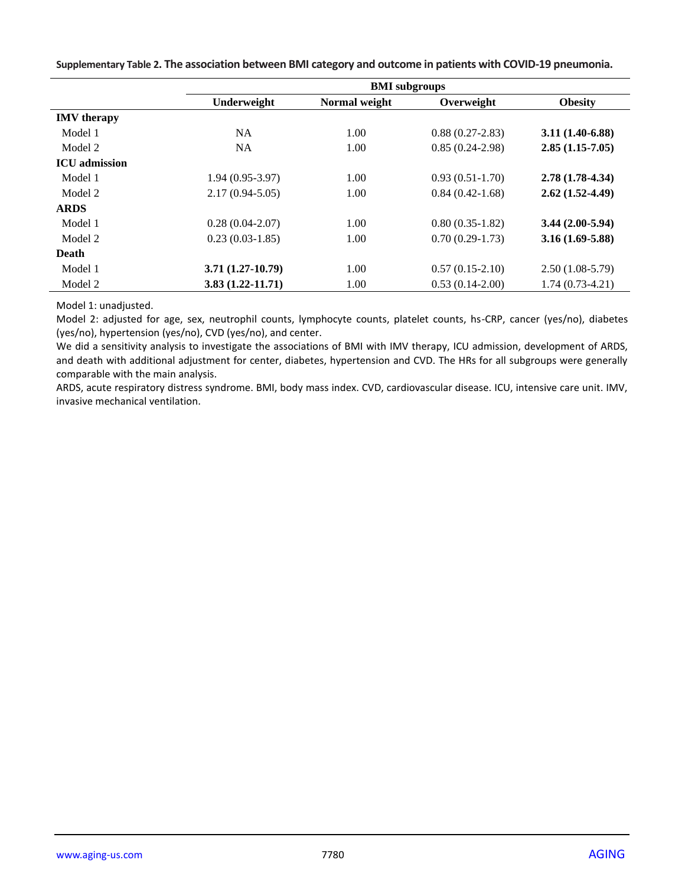**Supplementary Table 2. The association between BMI category and outcome in patients with COVID-19 pneumonia.**

| | BMI subgroups | | | |
|---|---|---|---|---|
| | Underweight | Normal weight | Overweight | Obesity |
| **IMV therapy** | | | | |
| Model 1 | NA | 1.00 | 0.88 (0.27-2.83) | **3.11 (1.40-6.88)** |
| Model 2 | NA | 1.00 | 0.85 (0.24-2.98) | **2.85 (1.15-7.05)** |
| **ICU admission** | | | | |
| Model 1 | 1.94 (0.95-3.97) | 1.00 | 0.93 (0.51-1.70) | **2.78 (1.78-4.34)** |
| Model 2 | 2.17 (0.94-5.05) | 1.00 | 0.84 (0.42-1.68) | **2.62 (1.52-4.49)** |
| **ARDS** | | | | |
| Model 1 | 0.28 (0.04-2.07) | 1.00 | 0.80 (0.35-1.82) | **3.44 (2.00-5.94)** |
| Model 2 | 0.23 (0.03-1.85) | 1.00 | 0.70 (0.29-1.73) | **3.16 (1.69-5.88)** |
| **Death** | | | | |
| Model 1 | **3.71 (1.27-10.79)** | 1.00 | 0.57 (0.15-2.10) | 2.50 (1.08-5.79) |
| Model 2 | **3.83 (1.22-11.71)** | 1.00 | 0.53 (0.14-2.00) | 1.74 (0.73-4.21) |

Model 1: unadjusted.

Model 2: adjusted for age, sex, neutrophil counts, lymphocyte counts, platelet counts, hs-CRP, cancer (yes/no), diabetes (yes/no), hypertension (yes/no), CVD (yes/no), and center.

We did a sensitivity analysis to investigate the associations of BMI with IMV therapy, ICU admission, development of ARDS, and death with additional adjustment for center, diabetes, hypertension and CVD. The HRs for all subgroups were generally comparable with the main analysis.

ARDS, acute respiratory distress syndrome. BMI, body mass index. CVD, cardiovascular disease. ICU, intensive care unit. IMV, invasive mechanical ventilation.